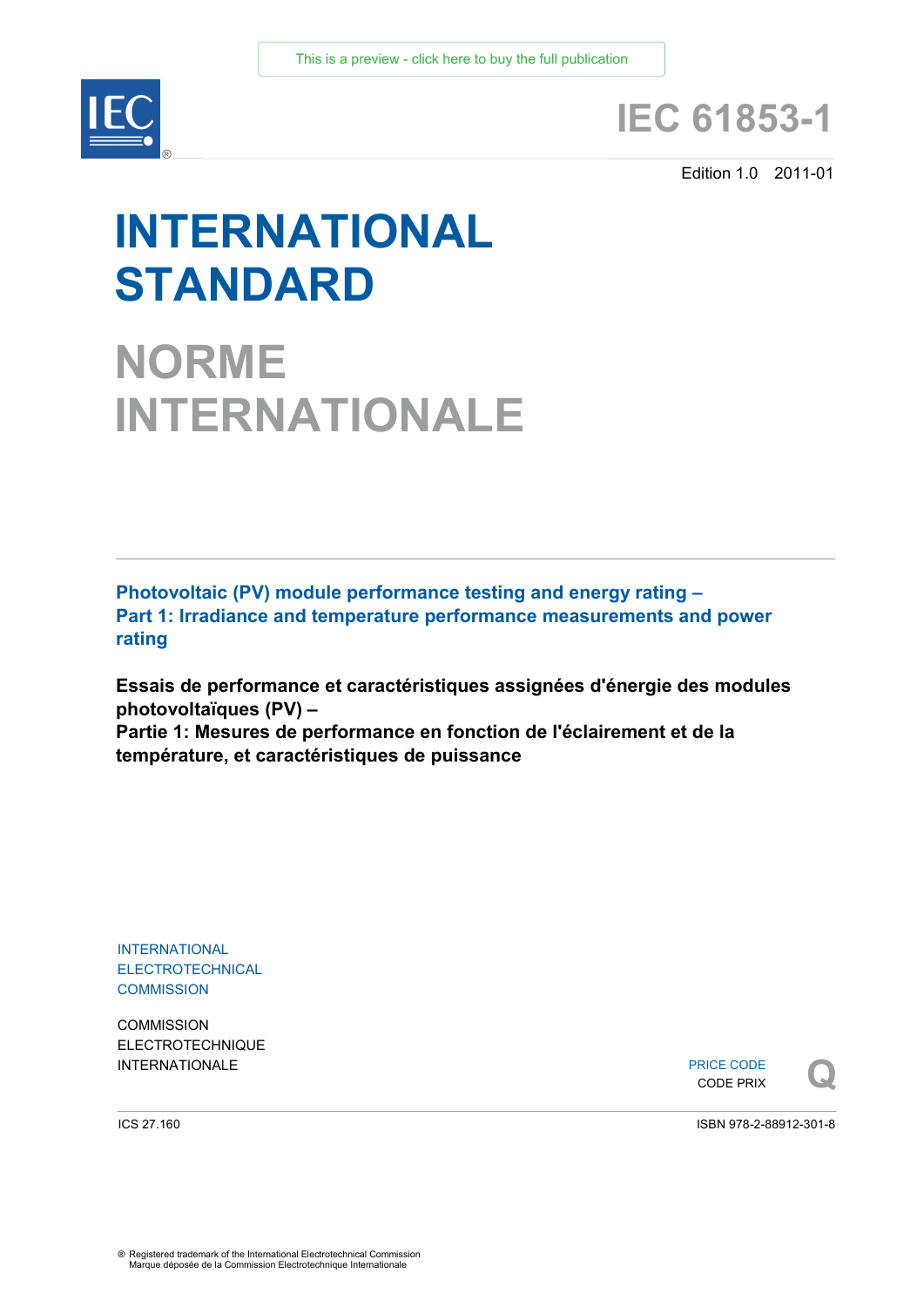This is a preview - click here to buy the full publication

IEC®

# IEC 61853-1

Edition 1.0 2011-01

# INTERNATIONAL STANDARD

# NORME INTERNATIONALE

**Photovoltaic (PV) module performance testing and energy rating –**
**Part 1: Irradiance and temperature performance measurements and power rating**

**Essais de performance et caractéristiques assignées d'énergie des modules photovoltaïques (PV) –**
**Partie 1: Mesures de performance en fonction de l'éclairement et de la température, et caractéristiques de puissance**

INTERNATIONAL ELECTROTECHNICAL COMMISSION

COMMISSION ELECTROTECHNIQUE INTERNATIONALE

PRICE CODE
CODE PRIX **Q**

ICS 27.160

ISBN 978-2-88912-301-8

® Registered trademark of the International Electrotechnical Commission
Marque déposée de la Commission Electrotechnique Internationale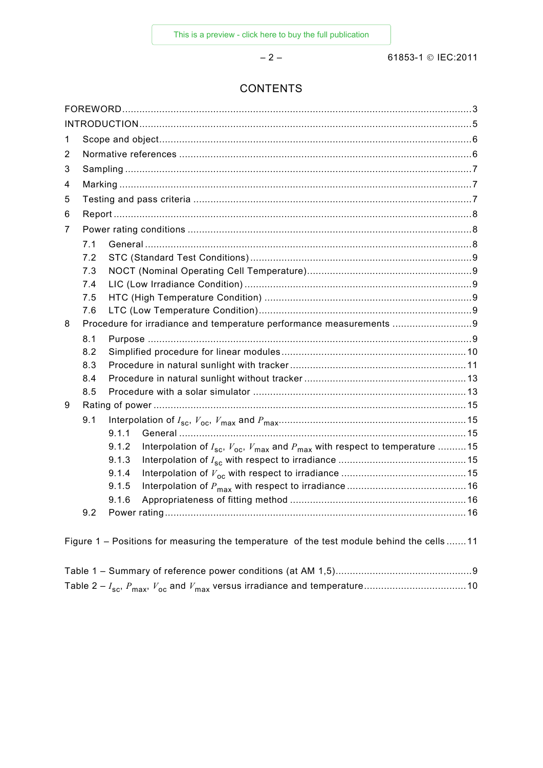# CONTENTS

FOREWORD ... 3
INTRODUCTION ... 5
1 Scope and object ... 6
2 Normative references ... 6
3 Sampling ... 7
4 Marking ... 7
5 Testing and pass criteria ... 7
6 Report ... 8
7 Power rating conditions ... 8
  7.1 General ... 8
  7.2 STC (Standard Test Conditions) ... 9
  7.3 NOCT (Nominal Operating Cell Temperature) ... 9
  7.4 LIC (Low Irradiance Condition) ... 9
  7.5 HTC (High Temperature Condition) ... 9
  7.6 LTC (Low Temperature Condition) ... 9
8 Procedure for irradiance and temperature performance measurements ... 9
  8.1 Purpose ... 9
  8.2 Simplified procedure for linear modules ... 10
  8.3 Procedure in natural sunlight with tracker ... 11
  8.4 Procedure in natural sunlight without tracker ... 13
  8.5 Procedure with a solar simulator ... 13
9 Rating of power ... 15
  9.1 Interpolation of $I_{sc}$, $V_{oc}$, $V_{max}$ and $P_{max}$ ... 15
    9.1.1 General ... 15
    9.1.2 Interpolation of $I_{sc}$, $V_{oc}$, $V_{max}$ and $P_{max}$ with respect to temperature ... 15
    9.1.3 Interpolation of $I_{sc}$ with respect to irradiance ... 15
    9.1.4 Interpolation of $V_{oc}$ with respect to irradiance ... 15
    9.1.5 Interpolation of $P_{max}$ with respect to irradiance ... 16
    9.1.6 Appropriateness of fitting method ... 16
  9.2 Power rating ... 16

Figure 1 – Positions for measuring the temperature of the test module behind the cells ... 11

Table 1 – Summary of reference power conditions (at AM 1,5) ... 9
Table 2 – $I_{sc}$, $P_{max}$, $V_{oc}$ and $V_{max}$ versus irradiance and temperature ... 10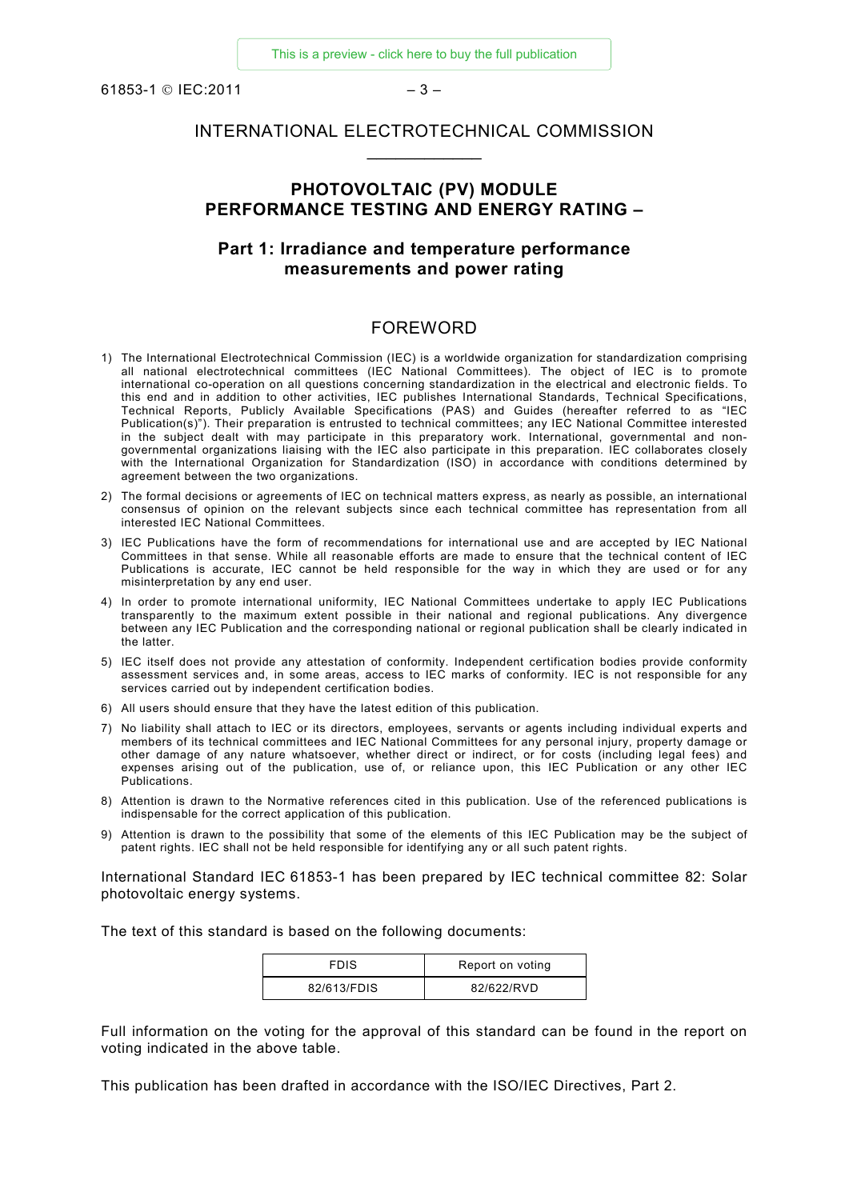# INTERNATIONAL ELECTROTECHNICAL COMMISSION

\_\_\_\_\_\_\_\_\_\_\_\_

## PHOTOVOLTAIC (PV) MODULE PERFORMANCE TESTING AND ENERGY RATING –

## Part 1: Irradiance and temperature performance measurements and power rating

## FOREWORD

1) The International Electrotechnical Commission (IEC) is a worldwide organization for standardization comprising all national electrotechnical committees (IEC National Committees). The object of IEC is to promote international co-operation on all questions concerning standardization in the electrical and electronic fields. To this end and in addition to other activities, IEC publishes International Standards, Technical Specifications, Technical Reports, Publicly Available Specifications (PAS) and Guides (hereafter referred to as "IEC Publication(s)"). Their preparation is entrusted to technical committees; any IEC National Committee interested in the subject dealt with may participate in this preparatory work. International, governmental and non-governmental organizations liaising with the IEC also participate in this preparation. IEC collaborates closely with the International Organization for Standardization (ISO) in accordance with conditions determined by agreement between the two organizations.
2) The formal decisions or agreements of IEC on technical matters express, as nearly as possible, an international consensus of opinion on the relevant subjects since each technical committee has representation from all interested IEC National Committees.
3) IEC Publications have the form of recommendations for international use and are accepted by IEC National Committees in that sense. While all reasonable efforts are made to ensure that the technical content of IEC Publications is accurate, IEC cannot be held responsible for the way in which they are used or for any misinterpretation by any end user.
4) In order to promote international uniformity, IEC National Committees undertake to apply IEC Publications transparently to the maximum extent possible in their national and regional publications. Any divergence between any IEC Publication and the corresponding national or regional publication shall be clearly indicated in the latter.
5) IEC itself does not provide any attestation of conformity. Independent certification bodies provide conformity assessment services and, in some areas, access to IEC marks of conformity. IEC is not responsible for any services carried out by independent certification bodies.
6) All users should ensure that they have the latest edition of this publication.
7) No liability shall attach to IEC or its directors, employees, servants or agents including individual experts and members of its technical committees and IEC National Committees for any personal injury, property damage or other damage of any nature whatsoever, whether direct or indirect, or for costs (including legal fees) and expenses arising out of the publication, use of, or reliance upon, this IEC Publication or any other IEC Publications.
8) Attention is drawn to the Normative references cited in this publication. Use of the referenced publications is indispensable for the correct application of this publication.
9) Attention is drawn to the possibility that some of the elements of this IEC Publication may be the subject of patent rights. IEC shall not be held responsible for identifying any or all such patent rights.

International Standard IEC 61853-1 has been prepared by IEC technical committee 82: Solar photovoltaic energy systems.

The text of this standard is based on the following documents:

| FDIS | Report on voting |
|---|---|
| 82/613/FDIS | 82/622/RVD |

Full information on the voting for the approval of this standard can be found in the report on voting indicated in the above table.

This publication has been drafted in accordance with the ISO/IEC Directives, Part 2.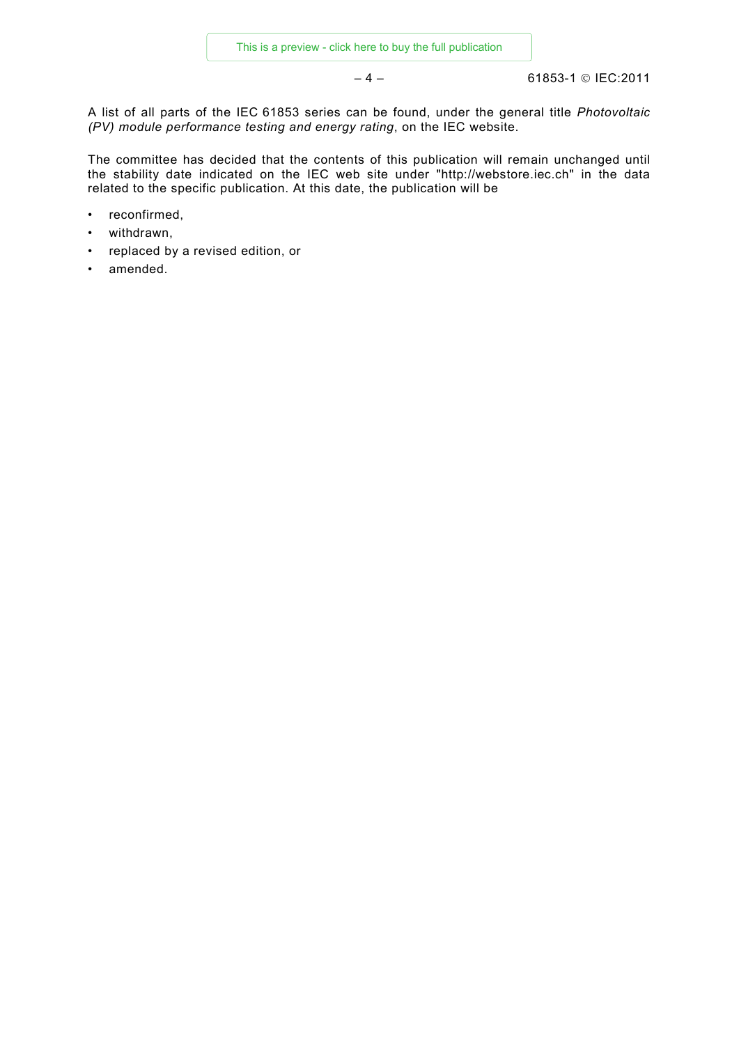A list of all parts of the IEC 61853 series can be found, under the general title *Photovoltaic (PV) module performance testing and energy rating*, on the IEC website.

The committee has decided that the contents of this publication will remain unchanged until the stability date indicated on the IEC web site under "http://webstore.iec.ch" in the data related to the specific publication. At this date, the publication will be

- reconfirmed,
- withdrawn,
- replaced by a revised edition, or
- amended.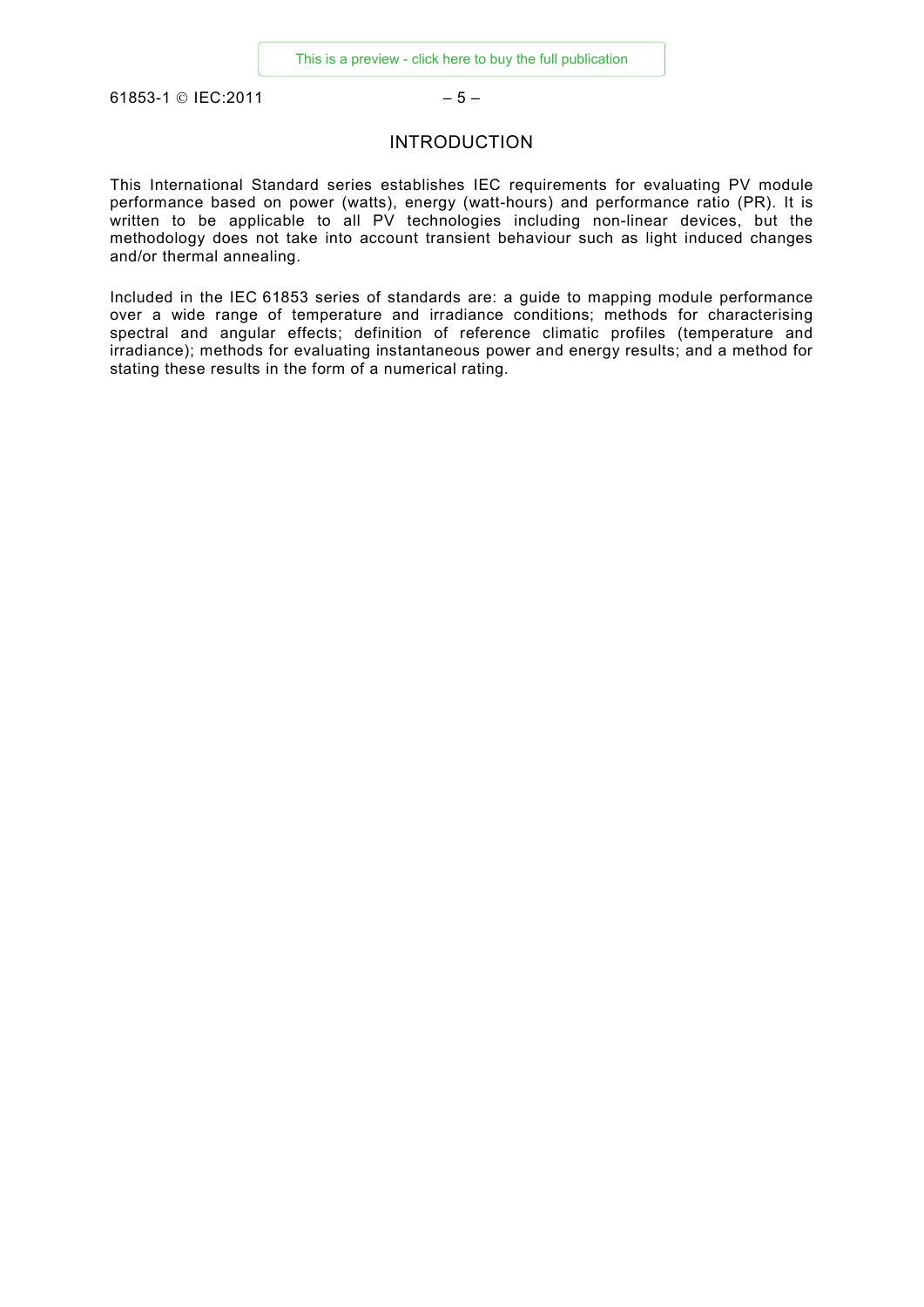# INTRODUCTION

This International Standard series establishes IEC requirements for evaluating PV module performance based on power (watts), energy (watt-hours) and performance ratio (PR). It is written to be applicable to all PV technologies including non-linear devices, but the methodology does not take into account transient behaviour such as light induced changes and/or thermal annealing.

Included in the IEC 61853 series of standards are: a guide to mapping module performance over a wide range of temperature and irradiance conditions; methods for characterising spectral and angular effects; definition of reference climatic profiles (temperature and irradiance); methods for evaluating instantaneous power and energy results; and a method for stating these results in the form of a numerical rating.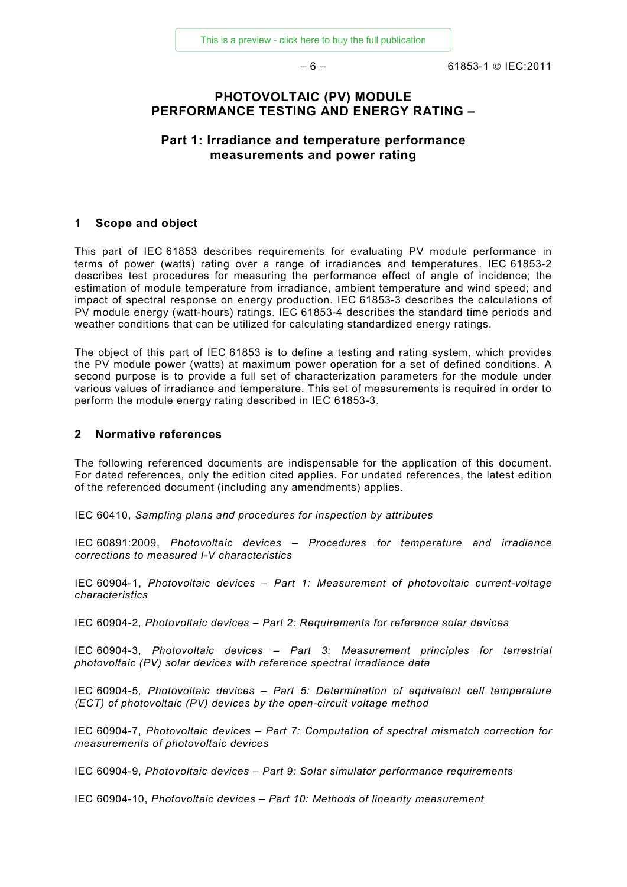# PHOTOVOLTAIC (PV) MODULE PERFORMANCE TESTING AND ENERGY RATING –

## Part 1: Irradiance and temperature performance measurements and power rating

## 1 Scope and object

This part of IEC 61853 describes requirements for evaluating PV module performance in terms of power (watts) rating over a range of irradiances and temperatures. IEC 61853-2 describes test procedures for measuring the performance effect of angle of incidence; the estimation of module temperature from irradiance, ambient temperature and wind speed; and impact of spectral response on energy production. IEC 61853-3 describes the calculations of PV module energy (watt-hours) ratings. IEC 61853-4 describes the standard time periods and weather conditions that can be utilized for calculating standardized energy ratings.

The object of this part of IEC 61853 is to define a testing and rating system, which provides the PV module power (watts) at maximum power operation for a set of defined conditions. A second purpose is to provide a full set of characterization parameters for the module under various values of irradiance and temperature. This set of measurements is required in order to perform the module energy rating described in IEC 61853-3.

## 2 Normative references

The following referenced documents are indispensable for the application of this document. For dated references, only the edition cited applies. For undated references, the latest edition of the referenced document (including any amendments) applies.

IEC 60410, *Sampling plans and procedures for inspection by attributes*

IEC 60891:2009, *Photovoltaic devices – Procedures for temperature and irradiance corrections to measured I-V characteristics*

IEC 60904-1, *Photovoltaic devices – Part 1: Measurement of photovoltaic current-voltage characteristics*

IEC 60904-2, *Photovoltaic devices – Part 2: Requirements for reference solar devices*

IEC 60904-3, *Photovoltaic devices – Part 3: Measurement principles for terrestrial photovoltaic (PV) solar devices with reference spectral irradiance data*

IEC 60904-5, *Photovoltaic devices – Part 5: Determination of equivalent cell temperature (ECT) of photovoltaic (PV) devices by the open-circuit voltage method*

IEC 60904-7, *Photovoltaic devices – Part 7: Computation of spectral mismatch correction for measurements of photovoltaic devices*

IEC 60904-9, *Photovoltaic devices – Part 9: Solar simulator performance requirements*

IEC 60904-10, *Photovoltaic devices – Part 10: Methods of linearity measurement*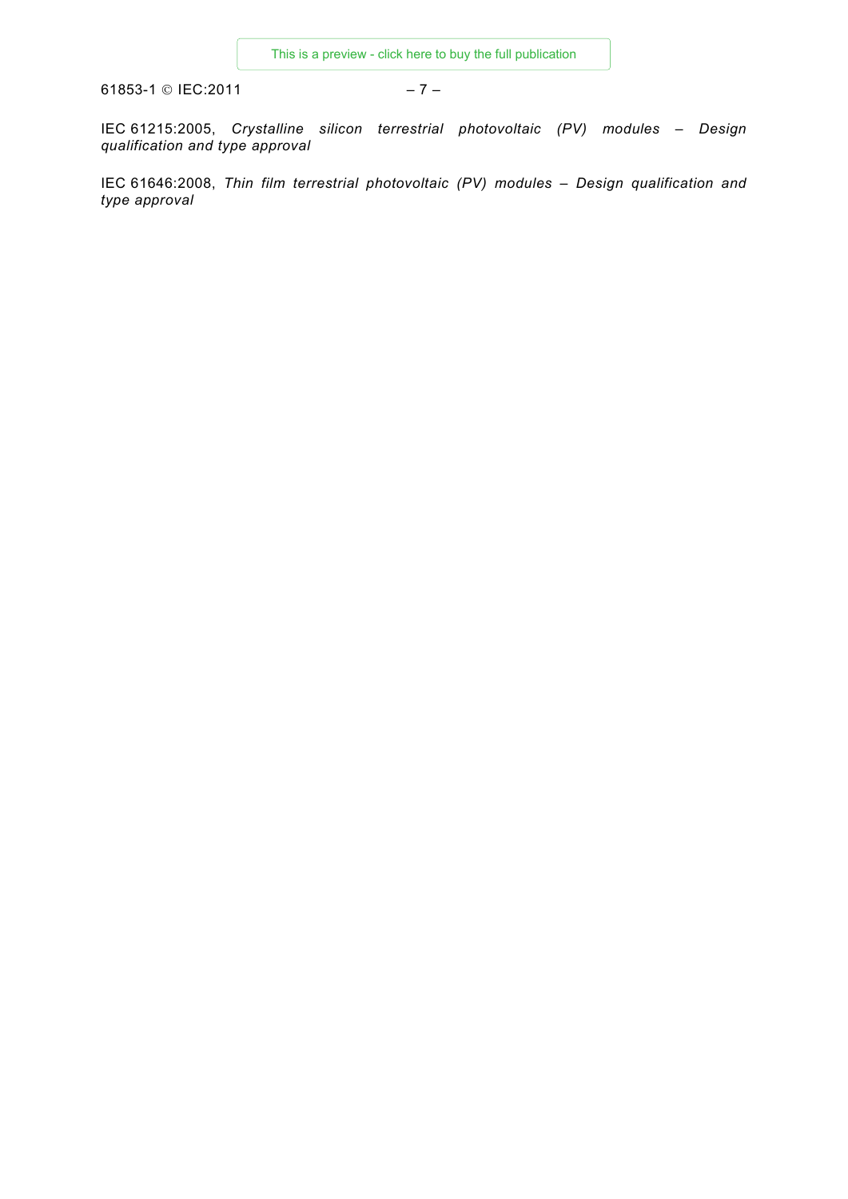IEC 61215:2005, *Crystalline silicon terrestrial photovoltaic (PV) modules – Design qualification and type approval*

IEC 61646:2008, *Thin film terrestrial photovoltaic (PV) modules – Design qualification and type approval*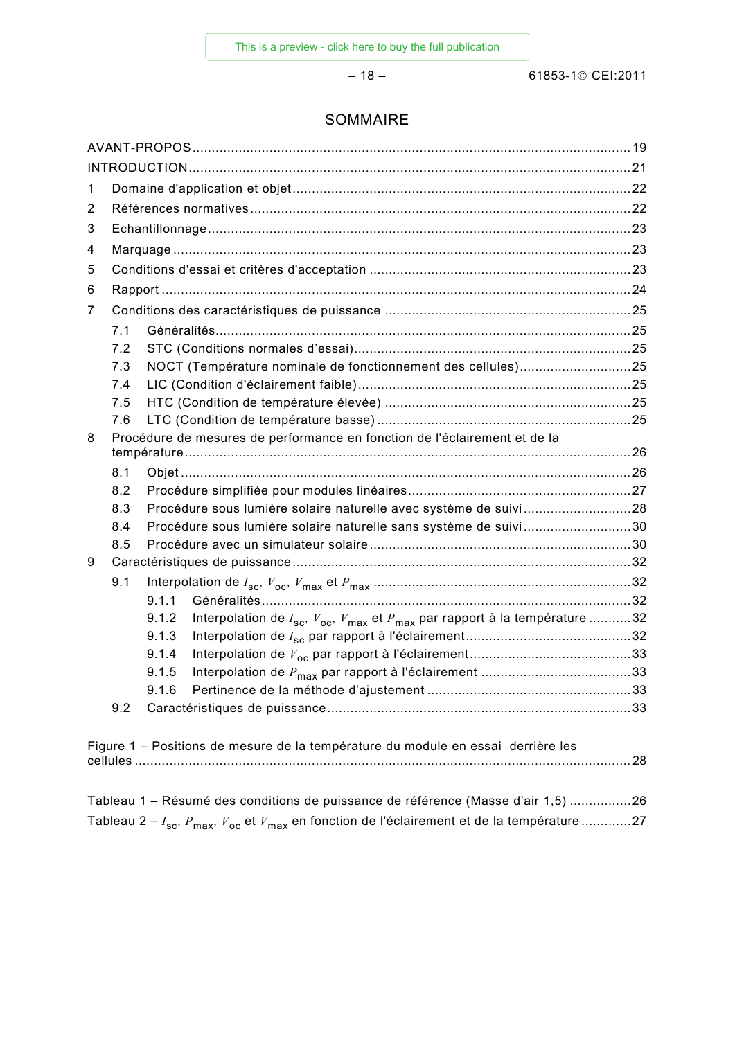# SOMMAIRE

AVANT-PROPOS ... 19

INTRODUCTION ... 21

1 Domaine d'application et objet ... 22

2 Références normatives ... 22

3 Echantillonnage ... 23

4 Marquage ... 23

5 Conditions d'essai et critères d'acceptation ... 23

6 Rapport ... 24

7 Conditions des caractéristiques de puissance ... 25

- 7.1 Généralités ... 25
- 7.2 STC (Conditions normales d'essai) ... 25
- 7.3 NOCT (Température nominale de fonctionnement des cellules) ... 25
- 7.4 LIC (Condition d'éclairement faible) ... 25
- 7.5 HTC (Condition de température élevée) ... 25
- 7.6 LTC (Condition de température basse) ... 25

8 Procédure de mesures de performance en fonction de l'éclairement et de la température ... 26

- 8.1 Objet ... 26
- 8.2 Procédure simplifiée pour modules linéaires ... 27
- 8.3 Procédure sous lumière solaire naturelle avec système de suivi ... 28
- 8.4 Procédure sous lumière solaire naturelle sans système de suivi ... 30
- 8.5 Procédure avec un simulateur solaire ... 30

9 Caractéristiques de puissance ... 32

- 9.1 Interpolation de $I_{sc}$, $V_{oc}$, $V_{max}$ et $P_{max}$ ... 32
  - 9.1.1 Généralités ... 32
  - 9.1.2 Interpolation de $I_{sc}$, $V_{oc}$, $V_{max}$ et $P_{max}$ par rapport à la température ... 32
  - 9.1.3 Interpolation de $I_{sc}$ par rapport à l'éclairement ... 32
  - 9.1.4 Interpolation de $V_{oc}$ par rapport à l'éclairement ... 33
  - 9.1.5 Interpolation de $P_{max}$ par rapport à l'éclairement ... 33
  - 9.1.6 Pertinence de la méthode d'ajustement ... 33
- 9.2 Caractéristiques de puissance ... 33

Figure 1 – Positions de mesure de la température du module en essai derrière les cellules ... 28

Tableau 1 – Résumé des conditions de puissance de référence (Masse d'air 1,5) ... 26

Tableau 2 – $I_{sc}$, $P_{max}$, $V_{oc}$ et $V_{max}$ en fonction de l'éclairement et de la température ... 27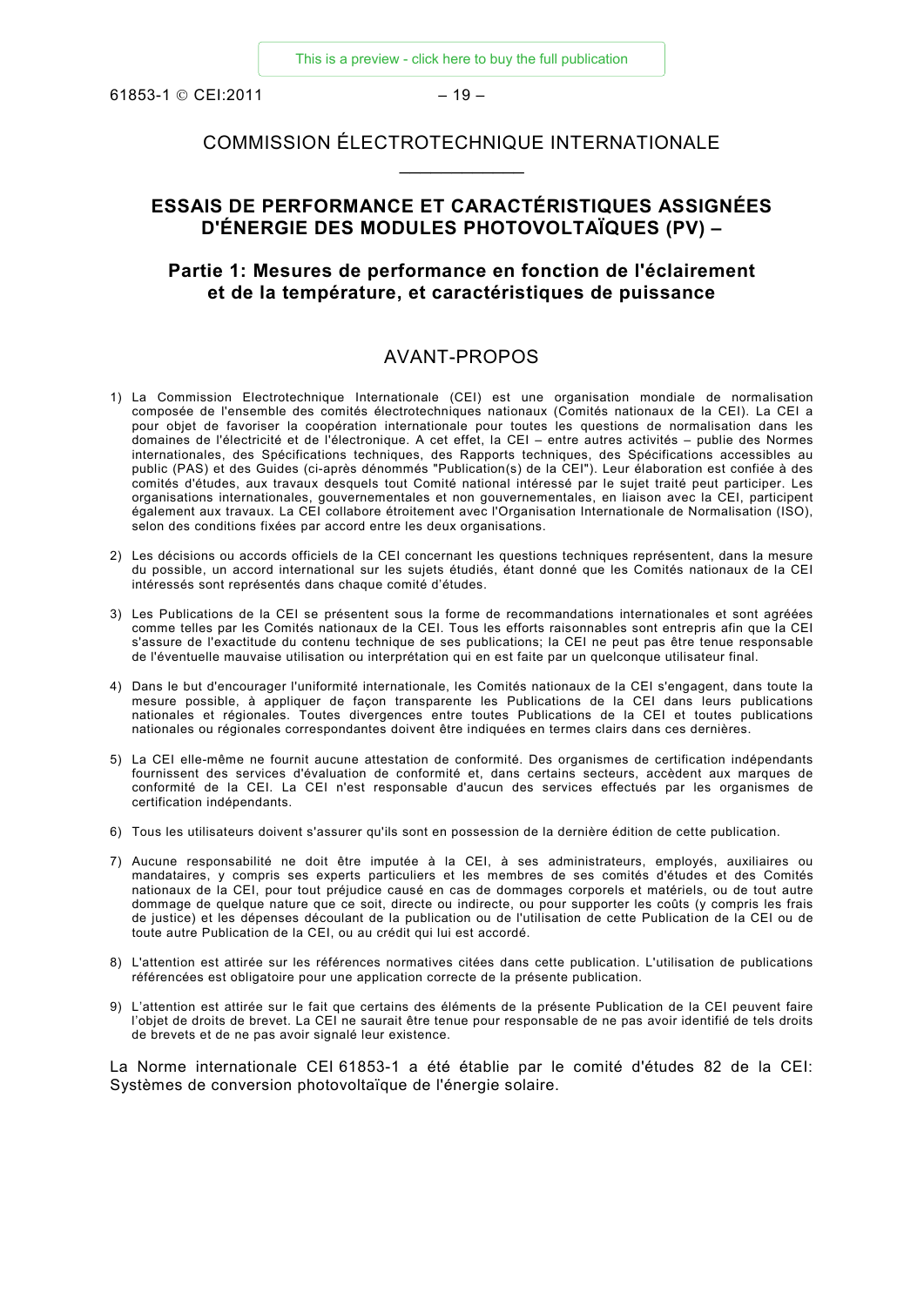# COMMISSION ÉLECTROTECHNIQUE INTERNATIONALE

___________

## ESSAIS DE PERFORMANCE ET CARACTÉRISTIQUES ASSIGNÉES D'ÉNERGIE DES MODULES PHOTOVOLTAÏQUES (PV) –

## Partie 1: Mesures de performance en fonction de l'éclairement et de la température, et caractéristiques de puissance

## AVANT-PROPOS

1) La Commission Electrotechnique Internationale (CEI) est une organisation mondiale de normalisation composée de l'ensemble des comités électrotechniques nationaux (Comités nationaux de la CEI). La CEI a pour objet de favoriser la coopération internationale pour toutes les questions de normalisation dans les domaines de l'électricité et de l'électronique. A cet effet, la CEI – entre autres activités – publie des Normes internationales, des Spécifications techniques, des Rapports techniques, des Spécifications accessibles au public (PAS) et des Guides (ci-après dénommés "Publication(s) de la CEI"). Leur élaboration est confiée à des comités d'études, aux travaux desquels tout Comité national intéressé par le sujet traité peut participer. Les organisations internationales, gouvernementales et non gouvernementales, en liaison avec la CEI, participent également aux travaux. La CEI collabore étroitement avec l'Organisation Internationale de Normalisation (ISO), selon des conditions fixées par accord entre les deux organisations.

2) Les décisions ou accords officiels de la CEI concernant les questions techniques représentent, dans la mesure du possible, un accord international sur les sujets étudiés, étant donné que les Comités nationaux de la CEI intéressés sont représentés dans chaque comité d'études.

3) Les Publications de la CEI se présentent sous la forme de recommandations internationales et sont agréées comme telles par les Comités nationaux de la CEI. Tous les efforts raisonnables sont entrepris afin que la CEI s'assure de l'exactitude du contenu technique de ses publications; la CEI ne peut pas être tenue responsable de l'éventuelle mauvaise utilisation ou interprétation qui en est faite par un quelconque utilisateur final.

4) Dans le but d'encourager l'uniformité internationale, les Comités nationaux de la CEI s'engagent, dans toute la mesure possible, à appliquer de façon transparente les Publications de la CEI dans leurs publications nationales et régionales. Toutes divergences entre toutes Publications de la CEI et toutes publications nationales ou régionales correspondantes doivent être indiquées en termes clairs dans ces dernières.

5) La CEI elle-même ne fournit aucune attestation de conformité. Des organismes de certification indépendants fournissent des services d'évaluation de conformité et, dans certains secteurs, accèdent aux marques de conformité de la CEI. La CEI n'est responsable d'aucun des services effectués par les organismes de certification indépendants.

6) Tous les utilisateurs doivent s'assurer qu'ils sont en possession de la dernière édition de cette publication.

7) Aucune responsabilité ne doit être imputée à la CEI, à ses administrateurs, employés, auxiliaires ou mandataires, y compris ses experts particuliers et les membres de ses comités d'études et des Comités nationaux de la CEI, pour tout préjudice causé en cas de dommages corporels et matériels, ou de tout autre dommage de quelque nature que ce soit, directe ou indirecte, ou pour supporter les coûts (y compris les frais de justice) et les dépenses découlant de la publication ou de l'utilisation de cette Publication de la CEI ou de toute autre Publication de la CEI, ou au crédit qui lui est accordé.

8) L'attention est attirée sur les références normatives citées dans cette publication. L'utilisation de publications référencées est obligatoire pour une application correcte de la présente publication.

9) L'attention est attirée sur le fait que certains des éléments de la présente Publication de la CEI peuvent faire l'objet de droits de brevet. La CEI ne saurait être tenue pour responsable de ne pas avoir identifié de tels droits de brevets et de ne pas avoir signalé leur existence.

La Norme internationale CEI 61853-1 a été établie par le comité d'études 82 de la CEI: Systèmes de conversion photovoltaïque de l'énergie solaire.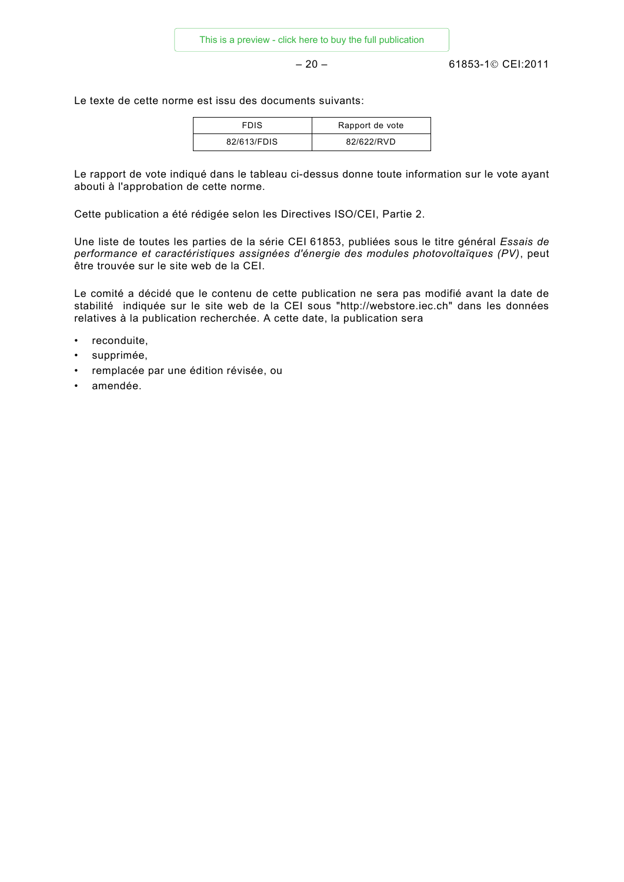Le texte de cette norme est issu des documents suivants:

| FDIS | Rapport de vote |
|---|---|
| 82/613/FDIS | 82/622/RVD |

Le rapport de vote indiqué dans le tableau ci-dessus donne toute information sur le vote ayant abouti à l'approbation de cette norme.

Cette publication a été rédigée selon les Directives ISO/CEI, Partie 2.

Une liste de toutes les parties de la série CEI 61853, publiées sous le titre général *Essais de performance et caractéristiques assignées d'énergie des modules photovoltaïques (PV)*, peut être trouvée sur le site web de la CEI.

Le comité a décidé que le contenu de cette publication ne sera pas modifié avant la date de stabilité indiquée sur le site web de la CEI sous "http://webstore.iec.ch" dans les données relatives à la publication recherchée. A cette date, la publication sera

- reconduite,
- supprimée,
- remplacée par une édition révisée, ou
- amendée.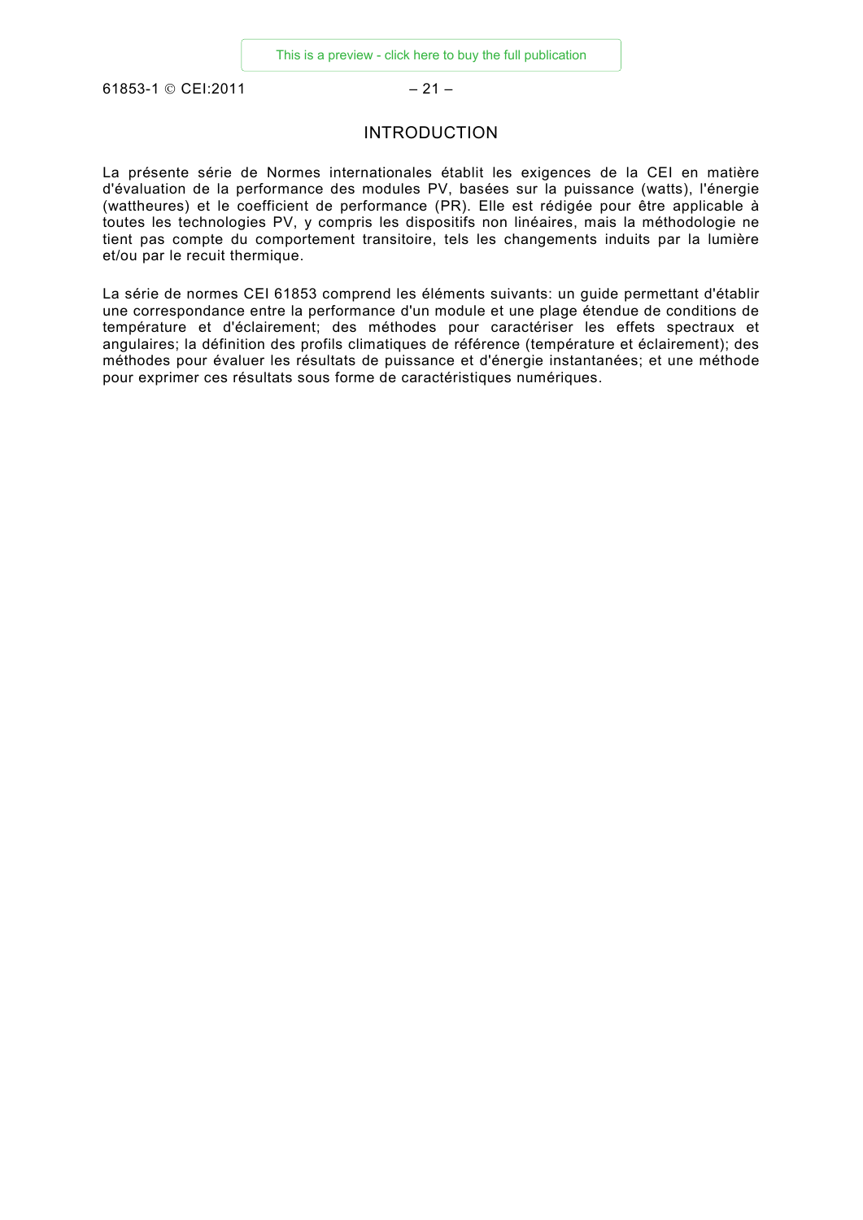# INTRODUCTION

La présente série de Normes internationales établit les exigences de la CEI en matière d'évaluation de la performance des modules PV, basées sur la puissance (watts), l'énergie (wattheures) et le coefficient de performance (PR). Elle est rédigée pour être applicable à toutes les technologies PV, y compris les dispositifs non linéaires, mais la méthodologie ne tient pas compte du comportement transitoire, tels les changements induits par la lumière et/ou par le recuit thermique.

La série de normes CEI 61853 comprend les éléments suivants: un guide permettant d'établir une correspondance entre la performance d'un module et une plage étendue de conditions de température et d'éclairement; des méthodes pour caractériser les effets spectraux et angulaires; la définition des profils climatiques de référence (température et éclairement); des méthodes pour évaluer les résultats de puissance et d'énergie instantanées; et une méthode pour exprimer ces résultats sous forme de caractéristiques numériques.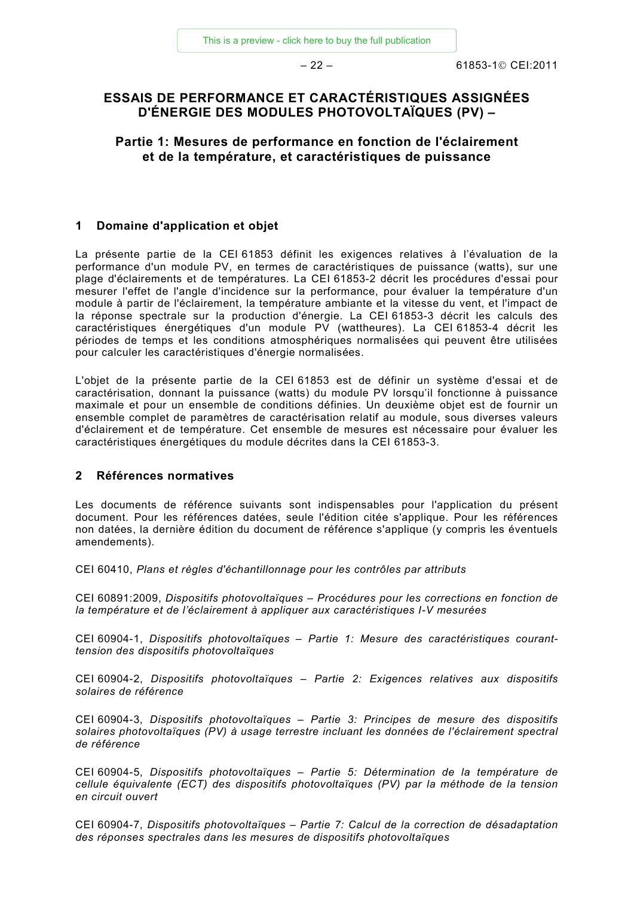# ESSAIS DE PERFORMANCE ET CARACTÉRISTIQUES ASSIGNÉES D'ÉNERGIE DES MODULES PHOTOVOLTAÏQUES (PV) –

## Partie 1: Mesures de performance en fonction de l'éclairement et de la température, et caractéristiques de puissance

## 1 Domaine d'application et objet

La présente partie de la CEI 61853 définit les exigences relatives à l'évaluation de la performance d'un module PV, en termes de caractéristiques de puissance (watts), sur une plage d'éclairements et de températures. La CEI 61853-2 décrit les procédures d'essai pour mesurer l'effet de l'angle d'incidence sur la performance, pour évaluer la température d'un module à partir de l'éclairement, la température ambiante et la vitesse du vent, et l'impact de la réponse spectrale sur la production d'énergie. La CEI 61853-3 décrit les calculs des caractéristiques énergétiques d'un module PV (wattheures). La CEI 61853-4 décrit les périodes de temps et les conditions atmosphériques normalisées qui peuvent être utilisées pour calculer les caractéristiques d'énergie normalisées.

L'objet de la présente partie de la CEI 61853 est de définir un système d'essai et de caractérisation, donnant la puissance (watts) du module PV lorsqu'il fonctionne à puissance maximale et pour un ensemble de conditions définies. Un deuxième objet est de fournir un ensemble complet de paramètres de caractérisation relatif au module, sous diverses valeurs d'éclairement et de température. Cet ensemble de mesures est nécessaire pour évaluer les caractéristiques énergétiques du module décrites dans la CEI 61853-3.

## 2 Références normatives

Les documents de référence suivants sont indispensables pour l'application du présent document. Pour les références datées, seule l'édition citée s'applique. Pour les références non datées, la dernière édition du document de référence s'applique (y compris les éventuels amendements).

CEI 60410, *Plans et règles d'échantillonnage pour les contrôles par attributs*

CEI 60891:2009, *Dispositifs photovoltaïques – Procédures pour les corrections en fonction de la température et de l'éclairement à appliquer aux caractéristiques I-V mesurées*

CEI 60904-1, *Dispositifs photovoltaïques – Partie 1: Mesure des caractéristiques courant-tension des dispositifs photovoltaïques*

CEI 60904-2, *Dispositifs photovoltaïques – Partie 2: Exigences relatives aux dispositifs solaires de référence*

CEI 60904-3, *Dispositifs photovoltaïques – Partie 3: Principes de mesure des dispositifs solaires photovoltaïques (PV) à usage terrestre incluant les données de l'éclairement spectral de référence*

CEI 60904-5, *Dispositifs photovoltaïques – Partie 5: Détermination de la température de cellule équivalente (ECT) des dispositifs photovoltaïques (PV) par la méthode de la tension en circuit ouvert*

CEI 60904-7, *Dispositifs photovoltaïques – Partie 7: Calcul de la correction de désadaptation des réponses spectrales dans les mesures de dispositifs photovoltaïques*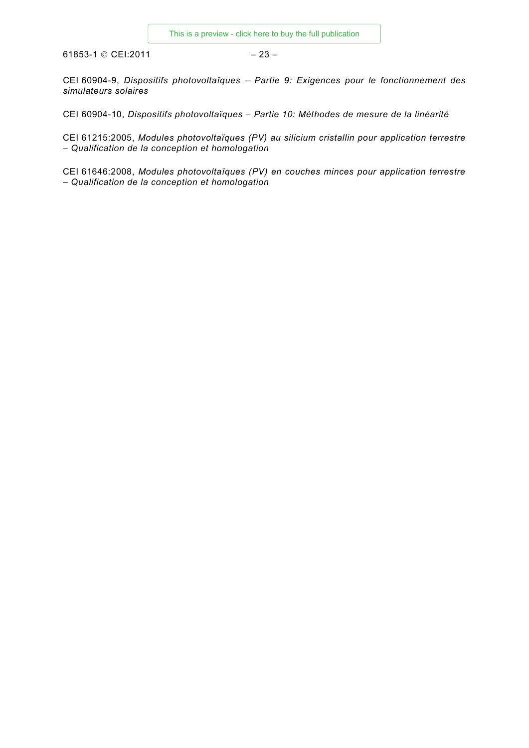CEI 60904-9, *Dispositifs photovoltaïques – Partie 9: Exigences pour le fonctionnement des simulateurs solaires*

CEI 60904-10, *Dispositifs photovoltaïques – Partie 10: Méthodes de mesure de la linéarité*

CEI 61215:2005, *Modules photovoltaïques (PV) au silicium cristallin pour application terrestre – Qualification de la conception et homologation*

CEI 61646:2008, *Modules photovoltaïques (PV) en couches minces pour application terrestre – Qualification de la conception et homologation*